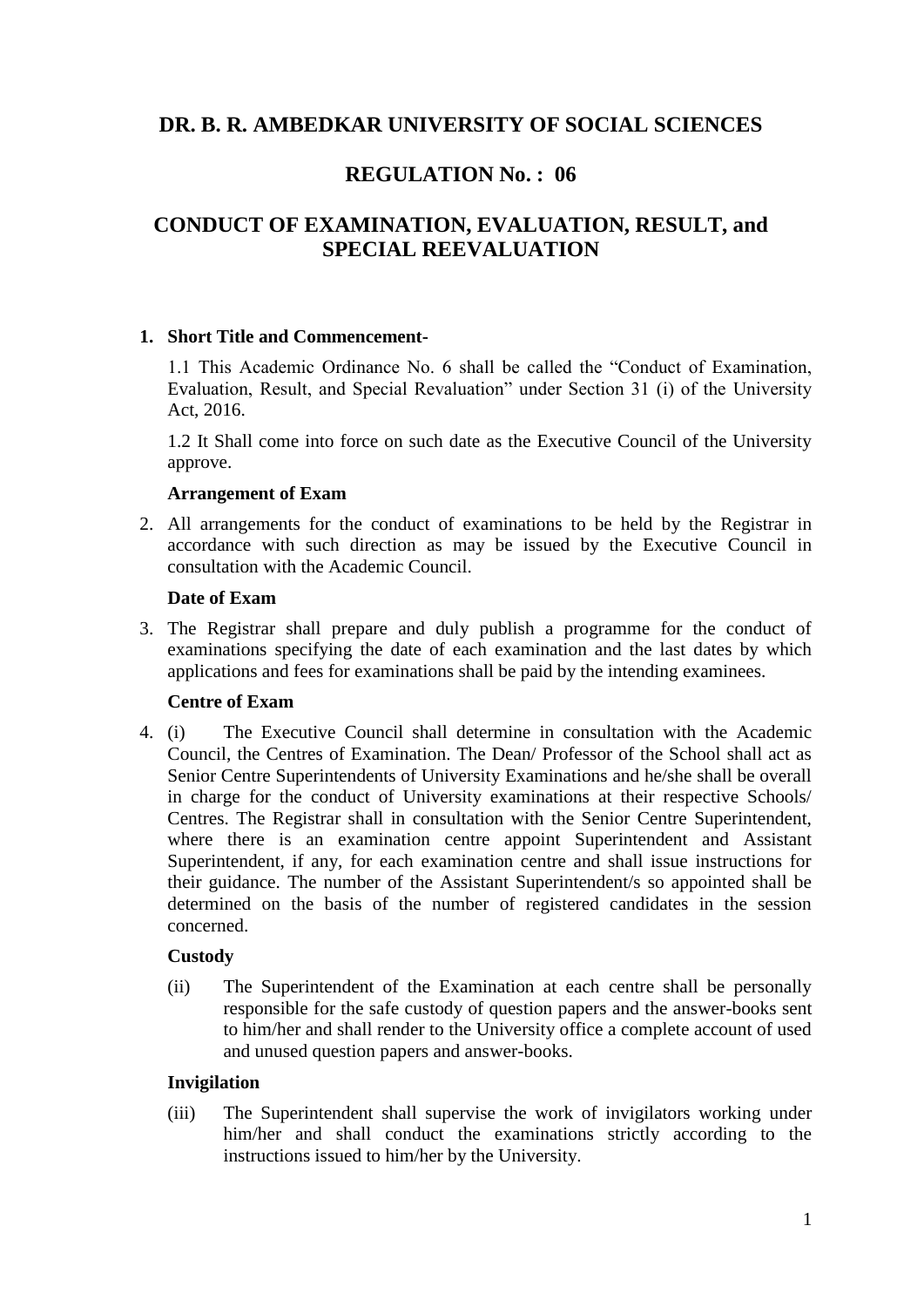# DR. B. R. AMBEDKAR UNIVERSITY OF SOCIAL SCIENCES

## REGULATION No. : 06

## CONDUCT OF EXAMINATION, EVALUATION, RESULT, and SPECIAL REEVALUATION

1. **Short Title and Commencement-**

   1.1 This Academic Ordinance No. 6 shall be called the "Conduct of Examination, Evaluation, Result, and Special Revaluation" under Section 31 (i) of the University Act, 2016.

   1.2 It Shall come into force on such date as the Executive Council of the University approve.

   **Arrangement of Exam**

2. All arrangements for the conduct of examinations to be held by the Registrar in accordance with such direction as may be issued by the Executive Council in consultation with the Academic Council.

   **Date of Exam**

3. The Registrar shall prepare and duly publish a programme for the conduct of examinations specifying the date of each examination and the last dates by which applications and fees for examinations shall be paid by the intending examinees.

   **Centre of Exam**

4. (i) The Executive Council shall determine in consultation with the Academic Council, the Centres of Examination. The Dean/ Professor of the School shall act as Senior Centre Superintendents of University Examinations and he/she shall be overall in charge for the conduct of University examinations at their respective Schools/ Centres. The Registrar shall in consultation with the Senior Centre Superintendent, where there is an examination centre appoint Superintendent and Assistant Superintendent, if any, for each examination centre and shall issue instructions for their guidance. The number of the Assistant Superintendent/s so appointed shall be determined on the basis of the number of registered candidates in the session concerned.

   **Custody**

   (ii) The Superintendent of the Examination at each centre shall be personally responsible for the safe custody of question papers and the answer-books sent to him/her and shall render to the University office a complete account of used and unused question papers and answer-books.

   **Invigilation**

   (iii) The Superintendent shall supervise the work of invigilators working under him/her and shall conduct the examinations strictly according to the instructions issued to him/her by the University.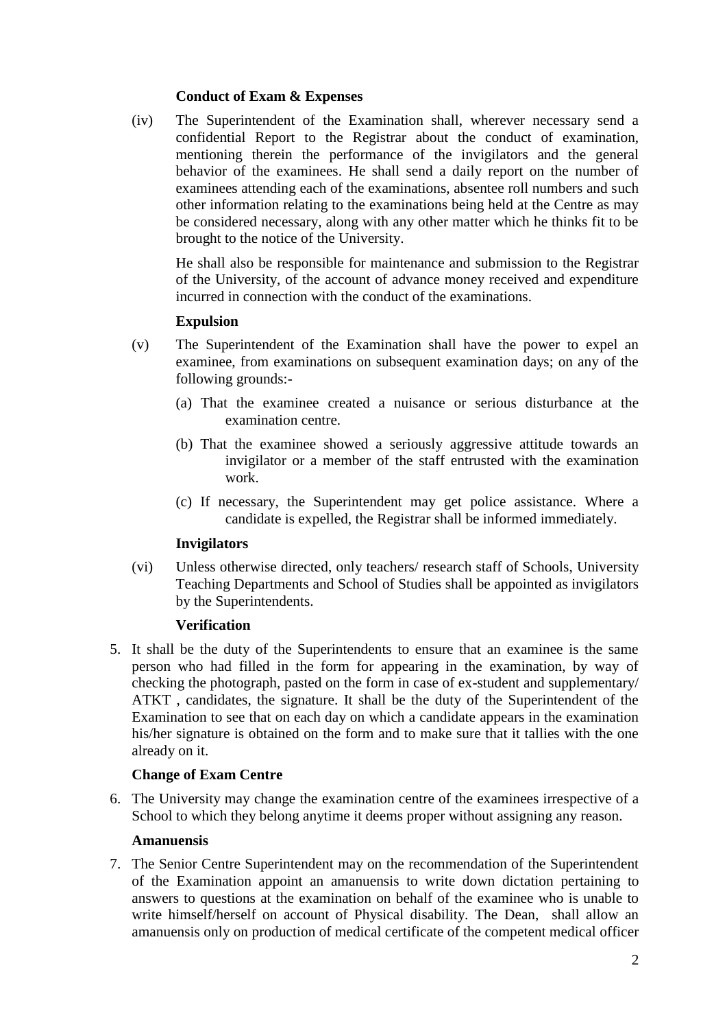**Conduct of Exam & Expenses**

(iv) The Superintendent of the Examination shall, wherever necessary send a confidential Report to the Registrar about the conduct of examination, mentioning therein the performance of the invigilators and the general behavior of the examinees. He shall send a daily report on the number of examinees attending each of the examinations, absentee roll numbers and such other information relating to the examinations being held at the Centre as may be considered necessary, along with any other matter which he thinks fit to be brought to the notice of the University.

He shall also be responsible for maintenance and submission to the Registrar of the University, of the account of advance money received and expenditure incurred in connection with the conduct of the examinations.

**Expulsion**

(v) The Superintendent of the Examination shall have the power to expel an examinee, from examinations on subsequent examination days; on any of the following grounds:-

(a) That the examinee created a nuisance or serious disturbance at the examination centre.

(b) That the examinee showed a seriously aggressive attitude towards an invigilator or a member of the staff entrusted with the examination work.

(c) If necessary, the Superintendent may get police assistance. Where a candidate is expelled, the Registrar shall be informed immediately.

**Invigilators**

(vi) Unless otherwise directed, only teachers/ research staff of Schools, University Teaching Departments and School of Studies shall be appointed as invigilators by the Superintendents.

**Verification**

5. It shall be the duty of the Superintendents to ensure that an examinee is the same person who had filled in the form for appearing in the examination, by way of checking the photograph, pasted on the form in case of ex-student and supplementary/ ATKT , candidates, the signature. It shall be the duty of the Superintendent of the Examination to see that on each day on which a candidate appears in the examination his/her signature is obtained on the form and to make sure that it tallies with the one already on it.

**Change of Exam Centre**

6. The University may change the examination centre of the examinees irrespective of a School to which they belong anytime it deems proper without assigning any reason.

**Amanuensis**

7. The Senior Centre Superintendent may on the recommendation of the Superintendent of the Examination appoint an amanuensis to write down dictation pertaining to answers to questions at the examination on behalf of the examinee who is unable to write himself/herself on account of Physical disability. The Dean, shall allow an amanuensis only on production of medical certificate of the competent medical officer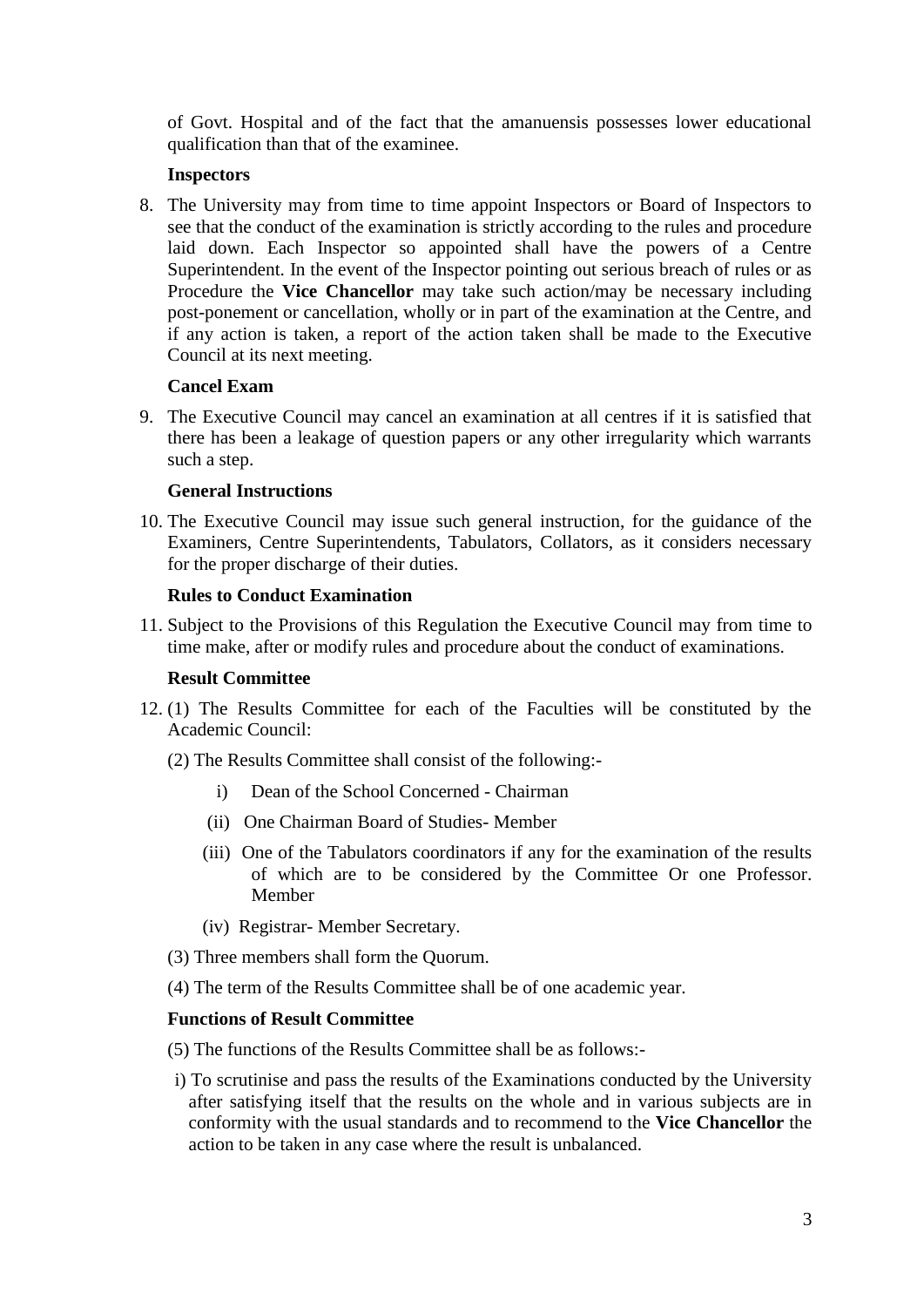of Govt. Hospital and of the fact that the amanuensis possesses lower educational qualification than that of the examinee.

**Inspectors**

8. The University may from time to time appoint Inspectors or Board of Inspectors to see that the conduct of the examination is strictly according to the rules and procedure laid down. Each Inspector so appointed shall have the powers of a Centre Superintendent. In the event of the Inspector pointing out serious breach of rules or as Procedure the **Vice Chancellor** may take such action/may be necessary including post-ponement or cancellation, wholly or in part of the examination at the Centre, and if any action is taken, a report of the action taken shall be made to the Executive Council at its next meeting.

**Cancel Exam**

9. The Executive Council may cancel an examination at all centres if it is satisfied that there has been a leakage of question papers or any other irregularity which warrants such a step.

**General Instructions**

10. The Executive Council may issue such general instruction, for the guidance of the Examiners, Centre Superintendents, Tabulators, Collators, as it considers necessary for the proper discharge of their duties.

**Rules to Conduct Examination**

11. Subject to the Provisions of this Regulation the Executive Council may from time to time make, after or modify rules and procedure about the conduct of examinations.

**Result Committee**

12. (1) The Results Committee for each of the Faculties will be constituted by the Academic Council:

(2) The Results Committee shall consist of the following:-

- i) Dean of the School Concerned - Chairman
- (ii) One Chairman Board of Studies- Member
- (iii) One of the Tabulators coordinators if any for the examination of the results of which are to be considered by the Committee Or one Professor. Member
- (iv) Registrar- Member Secretary.

(3) Three members shall form the Quorum.

(4) The term of the Results Committee shall be of one academic year.

**Functions of Result Committee**

(5) The functions of the Results Committee shall be as follows:-

i) To scrutinise and pass the results of the Examinations conducted by the University after satisfying itself that the results on the whole and in various subjects are in conformity with the usual standards and to recommend to the **Vice Chancellor** the action to be taken in any case where the result is unbalanced.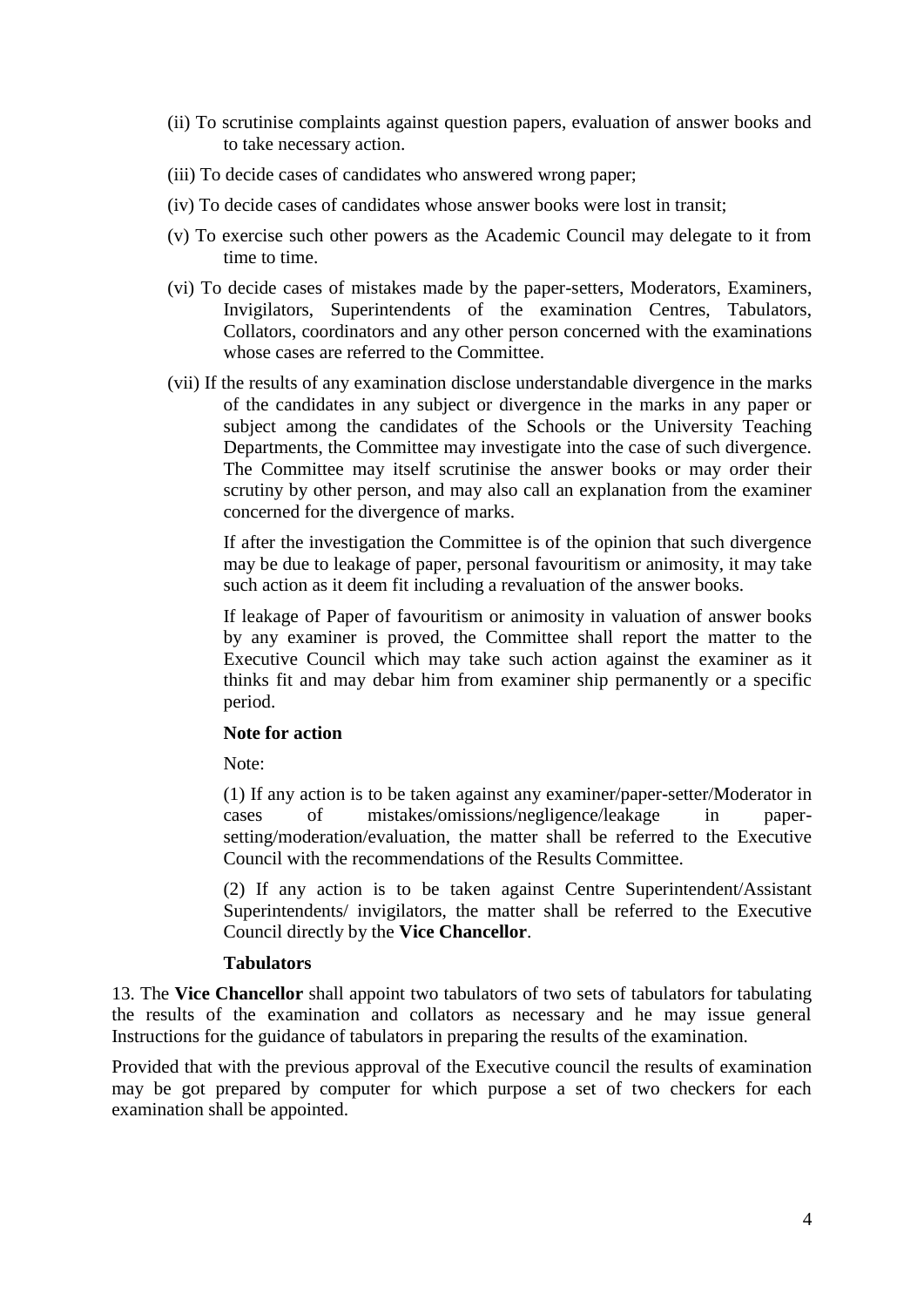(ii) To scrutinise complaints against question papers, evaluation of answer books and to take necessary action.

(iii) To decide cases of candidates who answered wrong paper;

(iv) To decide cases of candidates whose answer books were lost in transit;

(v) To exercise such other powers as the Academic Council may delegate to it from time to time.

(vi) To decide cases of mistakes made by the paper-setters, Moderators, Examiners, Invigilators, Superintendents of the examination Centres, Tabulators, Collators, coordinators and any other person concerned with the examinations whose cases are referred to the Committee.

(vii) If the results of any examination disclose understandable divergence in the marks of the candidates in any subject or divergence in the marks in any paper or subject among the candidates of the Schools or the University Teaching Departments, the Committee may investigate into the case of such divergence. The Committee may itself scrutinise the answer books or may order their scrutiny by other person, and may also call an explanation from the examiner concerned for the divergence of marks.

If after the investigation the Committee is of the opinion that such divergence may be due to leakage of paper, personal favouritism or animosity, it may take such action as it deem fit including a revaluation of the answer books.

If leakage of Paper of favouritism or animosity in valuation of answer books by any examiner is proved, the Committee shall report the matter to the Executive Council which may take such action against the examiner as it thinks fit and may debar him from examiner ship permanently or a specific period.

**Note for action**

Note:

(1) If any action is to be taken against any examiner/paper-setter/Moderator in cases of mistakes/omissions/negligence/leakage in paper-setting/moderation/evaluation, the matter shall be referred to the Executive Council with the recommendations of the Results Committee.

(2) If any action is to be taken against Centre Superintendent/Assistant Superintendents/ invigilators, the matter shall be referred to the Executive Council directly by the **Vice Chancellor**.

**Tabulators**

13. The **Vice Chancellor** shall appoint two tabulators of two sets of tabulators for tabulating the results of the examination and collators as necessary and he may issue general Instructions for the guidance of tabulators in preparing the results of the examination.

Provided that with the previous approval of the Executive council the results of examination may be got prepared by computer for which purpose a set of two checkers for each examination shall be appointed.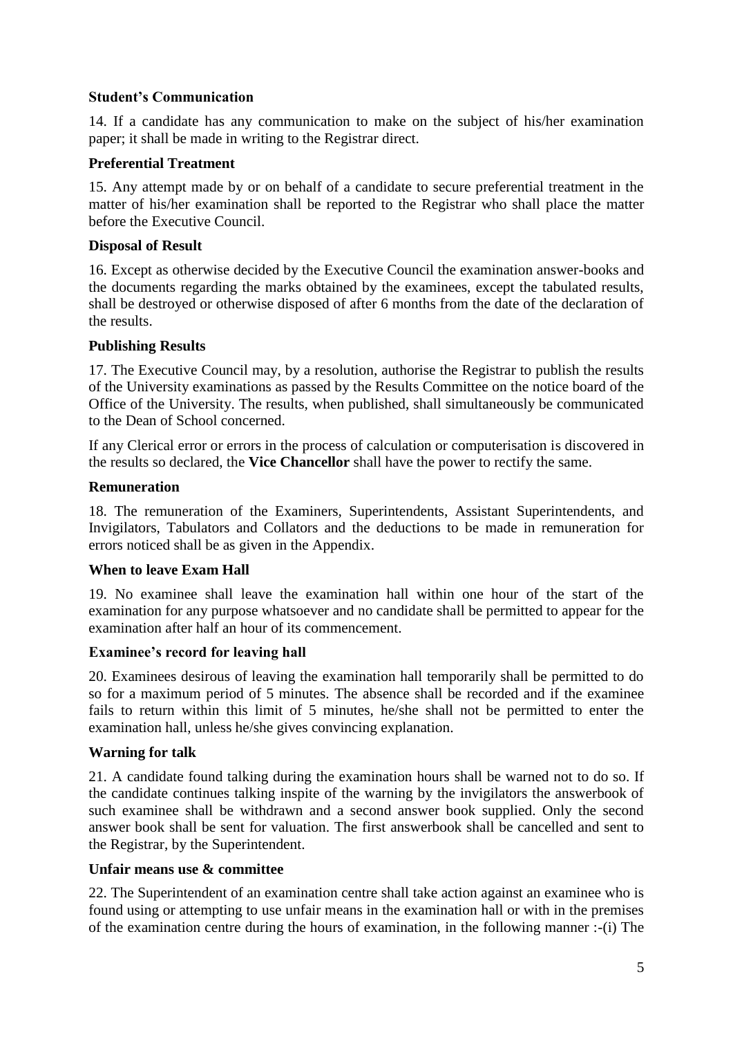### Student's Communication

14. If a candidate has any communication to make on the subject of his/her examination paper; it shall be made in writing to the Registrar direct.

### Preferential Treatment

15. Any attempt made by or on behalf of a candidate to secure preferential treatment in the matter of his/her examination shall be reported to the Registrar who shall place the matter before the Executive Council.

### Disposal of Result

16. Except as otherwise decided by the Executive Council the examination answer-books and the documents regarding the marks obtained by the examinees, except the tabulated results, shall be destroyed or otherwise disposed of after 6 months from the date of the declaration of the results.

### Publishing Results

17. The Executive Council may, by a resolution, authorise the Registrar to publish the results of the University examinations as passed by the Results Committee on the notice board of the Office of the University. The results, when published, shall simultaneously be communicated to the Dean of School concerned.

If any Clerical error or errors in the process of calculation or computerisation is discovered in the results so declared, the **Vice Chancellor** shall have the power to rectify the same.

### Remuneration

18. The remuneration of the Examiners, Superintendents, Assistant Superintendents, and Invigilators, Tabulators and Collators and the deductions to be made in remuneration for errors noticed shall be as given in the Appendix.

### When to leave Exam Hall

19. No examinee shall leave the examination hall within one hour of the start of the examination for any purpose whatsoever and no candidate shall be permitted to appear for the examination after half an hour of its commencement.

### Examinee's record for leaving hall

20. Examinees desirous of leaving the examination hall temporarily shall be permitted to do so for a maximum period of 5 minutes. The absence shall be recorded and if the examinee fails to return within this limit of 5 minutes, he/she shall not be permitted to enter the examination hall, unless he/she gives convincing explanation.

### Warning for talk

21. A candidate found talking during the examination hours shall be warned not to do so. If the candidate continues talking inspite of the warning by the invigilators the answerbook of such examinee shall be withdrawn and a second answer book supplied. Only the second answer book shall be sent for valuation. The first answerbook shall be cancelled and sent to the Registrar, by the Superintendent.

### Unfair means use & committee

22. The Superintendent of an examination centre shall take action against an examinee who is found using or attempting to use unfair means in the examination hall or with in the premises of the examination centre during the hours of examination, in the following manner :-(i) The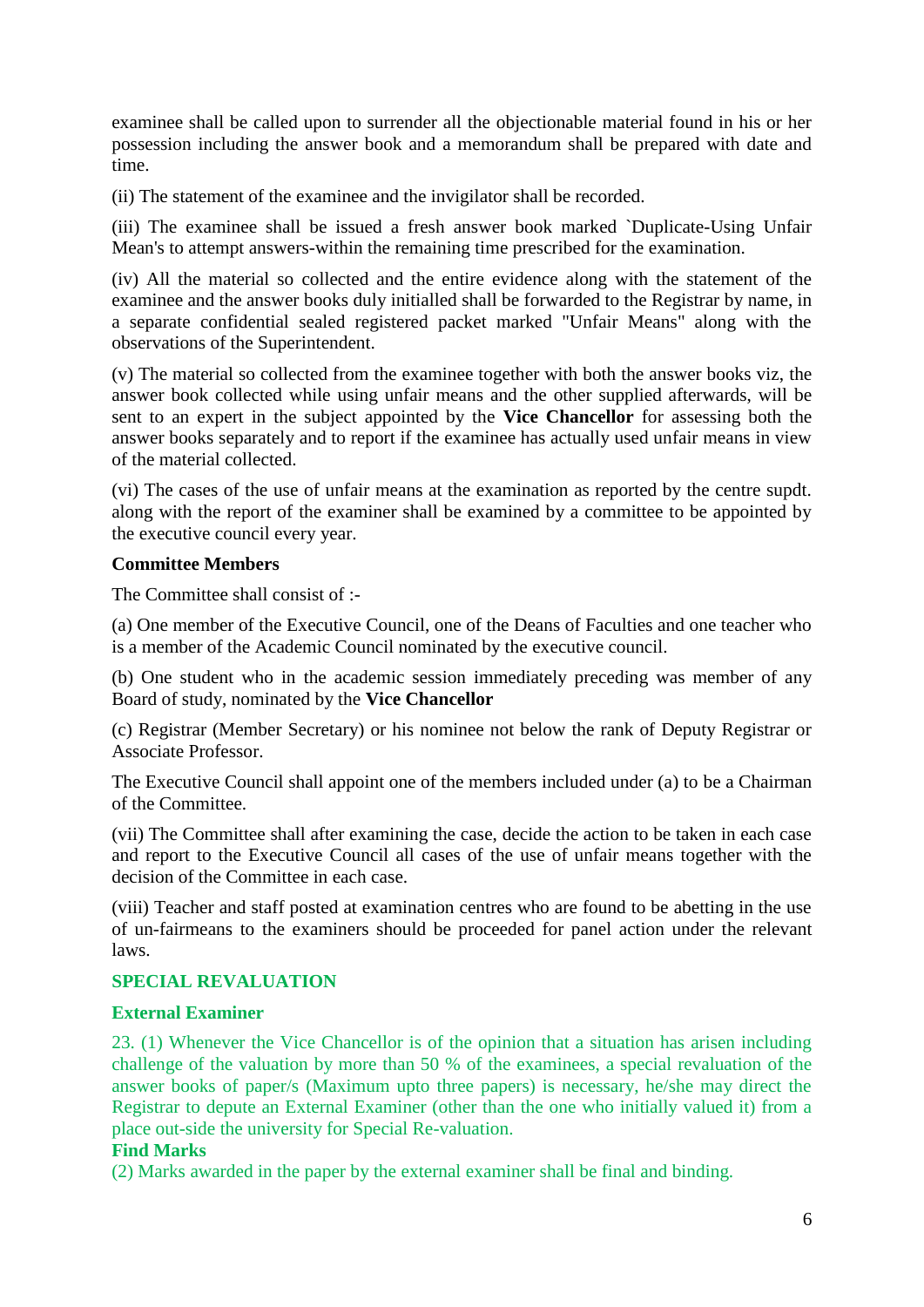examinee shall be called upon to surrender all the objectionable material found in his or her possession including the answer book and a memorandum shall be prepared with date and time.

(ii) The statement of the examinee and the invigilator shall be recorded.

(iii) The examinee shall be issued a fresh answer book marked `Duplicate-Using Unfair Mean's to attempt answers-within the remaining time prescribed for the examination.

(iv) All the material so collected and the entire evidence along with the statement of the examinee and the answer books duly initialled shall be forwarded to the Registrar by name, in a separate confidential sealed registered packet marked "Unfair Means" along with the observations of the Superintendent.

(v) The material so collected from the examinee together with both the answer books viz, the answer book collected while using unfair means and the other supplied afterwards, will be sent to an expert in the subject appointed by the **Vice Chancellor** for assessing both the answer books separately and to report if the examinee has actually used unfair means in view of the material collected.

(vi) The cases of the use of unfair means at the examination as reported by the centre supdt. along with the report of the examiner shall be examined by a committee to be appointed by the executive council every year.

**Committee Members**

The Committee shall consist of :-

(a) One member of the Executive Council, one of the Deans of Faculties and one teacher who is a member of the Academic Council nominated by the executive council.

(b) One student who in the academic session immediately preceding was member of any Board of study, nominated by the **Vice Chancellor**

(c) Registrar (Member Secretary) or his nominee not below the rank of Deputy Registrar or Associate Professor.

The Executive Council shall appoint one of the members included under (a) to be a Chairman of the Committee.

(vii) The Committee shall after examining the case, decide the action to be taken in each case and report to the Executive Council all cases of the use of unfair means together with the decision of the Committee in each case.

(viii) Teacher and staff posted at examination centres who are found to be abetting in the use of un-fairmeans to the examiners should be proceeded for panel action under the relevant laws.

## SPECIAL REVALUATION

### External Examiner

23. (1) Whenever the Vice Chancellor is of the opinion that a situation has arisen including challenge of the valuation by more than 50 % of the examinees, a special revaluation of the answer books of paper/s (Maximum upto three papers) is necessary, he/she may direct the Registrar to depute an External Examiner (other than the one who initially valued it) from a place out-side the university for Special Re-valuation.

### Find Marks

(2) Marks awarded in the paper by the external examiner shall be final and binding.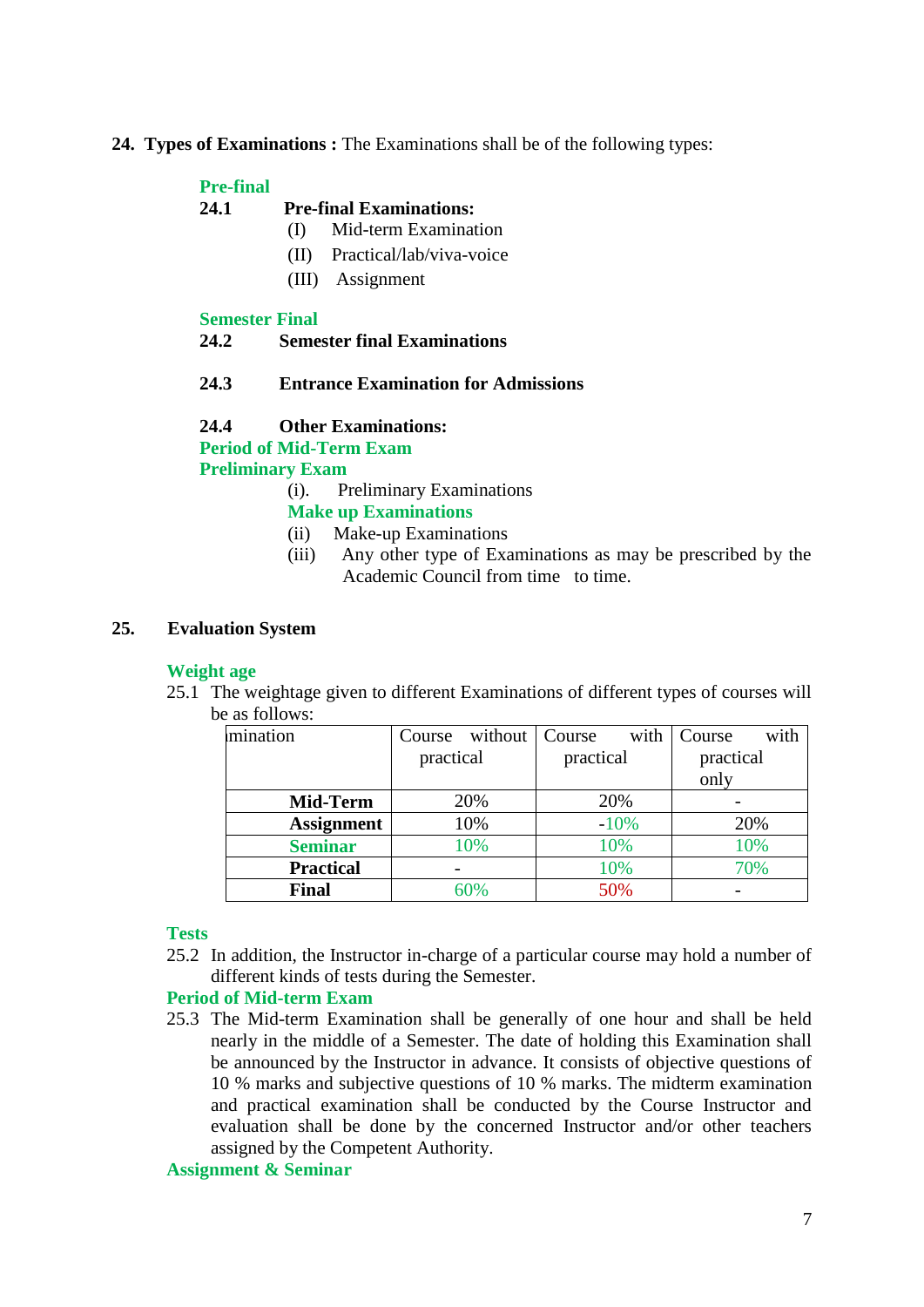**24. Types of Examinations :** The Examinations shall be of the following types:

**Pre-final**

**24.1 Pre-final Examinations:**

(I) Mid-term Examination

(II) Practical/lab/viva-voice

(III) Assignment

**Semester Final**

**24.2 Semester final Examinations**

**24.3 Entrance Examination for Admissions**

**24.4 Other Examinations:**

**Period of Mid-Term Exam**

**Preliminary Exam**

(i). Preliminary Examinations

**Make up Examinations**

(ii) Make-up Examinations

(iii) Any other type of Examinations as may be prescribed by the Academic Council from time to time.

## 25. Evaluation System

**Weight age**

25.1 The weightage given to different Examinations of different types of courses will be as follows:

| ımination | Course without practical | Course with practical | Course with practical only |
|---|---|---|---|
| **Mid-Term** | 20% | 20% | - |
| **Assignment** | 10% | -10% | 20% |
| **Seminar** | 10% | 10% | 10% |
| **Practical** | - | 10% | 70% |
| **Final** | 60% | 50% | - |

**Tests**

25.2 In addition, the Instructor in-charge of a particular course may hold a number of different kinds of tests during the Semester.

**Period of Mid-term Exam**

25.3 The Mid-term Examination shall be generally of one hour and shall be held nearly in the middle of a Semester. The date of holding this Examination shall be announced by the Instructor in advance. It consists of objective questions of 10 % marks and subjective questions of 10 % marks. The midterm examination and practical examination shall be conducted by the Course Instructor and evaluation shall be done by the concerned Instructor and/or other teachers assigned by the Competent Authority.

**Assignment & Seminar**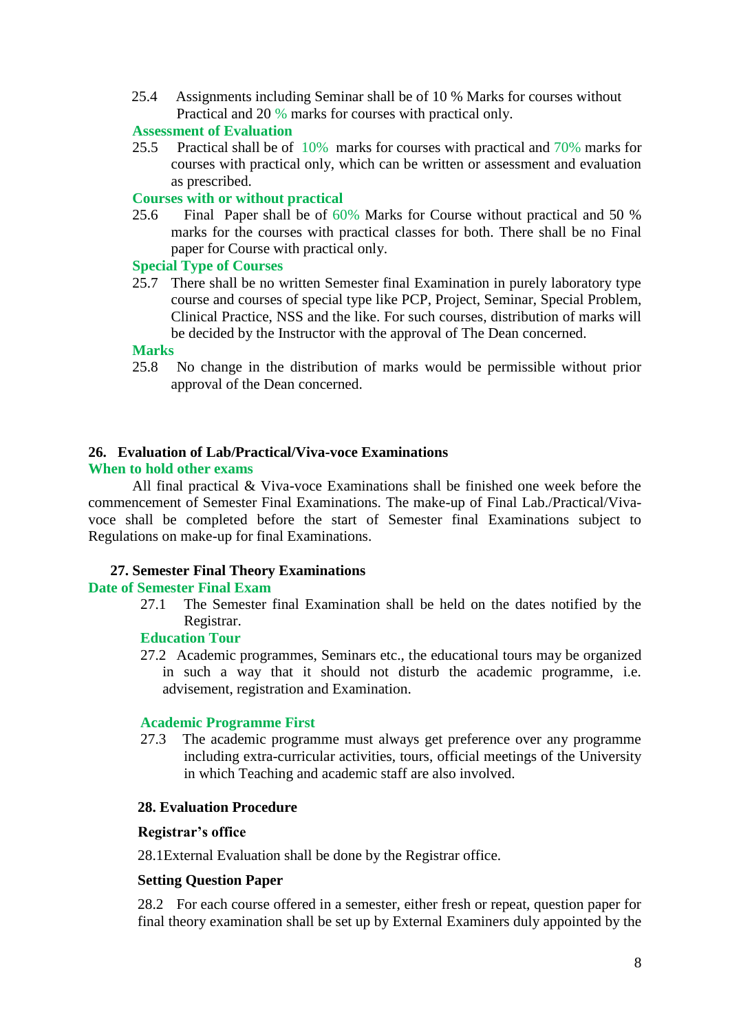25.4 Assignments including Seminar shall be of 10 % Marks for courses without Practical and 20 % marks for courses with practical only.

**Assessment of Evaluation**

25.5 Practical shall be of 10% marks for courses with practical and 70% marks for courses with practical only, which can be written or assessment and evaluation as prescribed.

**Courses with or without practical**

25.6 Final Paper shall be of 60% Marks for Course without practical and 50 % marks for the courses with practical classes for both. There shall be no Final paper for Course with practical only.

**Special Type of Courses**

25.7 There shall be no written Semester final Examination in purely laboratory type course and courses of special type like PCP, Project, Seminar, Special Problem, Clinical Practice, NSS and the like. For such courses, distribution of marks will be decided by the Instructor with the approval of The Dean concerned.

**Marks**

25.8 No change in the distribution of marks would be permissible without prior approval of the Dean concerned.

## 26. Evaluation of Lab/Practical/Viva-voce Examinations

**When to hold other exams**

All final practical & Viva-voce Examinations shall be finished one week before the commencement of Semester Final Examinations. The make-up of Final Lab./Practical/Viva-voce shall be completed before the start of Semester final Examinations subject to Regulations on make-up for final Examinations.

## 27. Semester Final Theory Examinations

**Date of Semester Final Exam**

27.1 The Semester final Examination shall be held on the dates notified by the Registrar.

**Education Tour**

27.2 Academic programmes, Seminars etc., the educational tours may be organized in such a way that it should not disturb the academic programme, i.e. advisement, registration and Examination.

**Academic Programme First**

27.3 The academic programme must always get preference over any programme including extra-curricular activities, tours, official meetings of the University in which Teaching and academic staff are also involved.

## 28. Evaluation Procedure

**Registrar's office**

28.1External Evaluation shall be done by the Registrar office.

**Setting Question Paper**

28.2 For each course offered in a semester, either fresh or repeat, question paper for final theory examination shall be set up by External Examiners duly appointed by the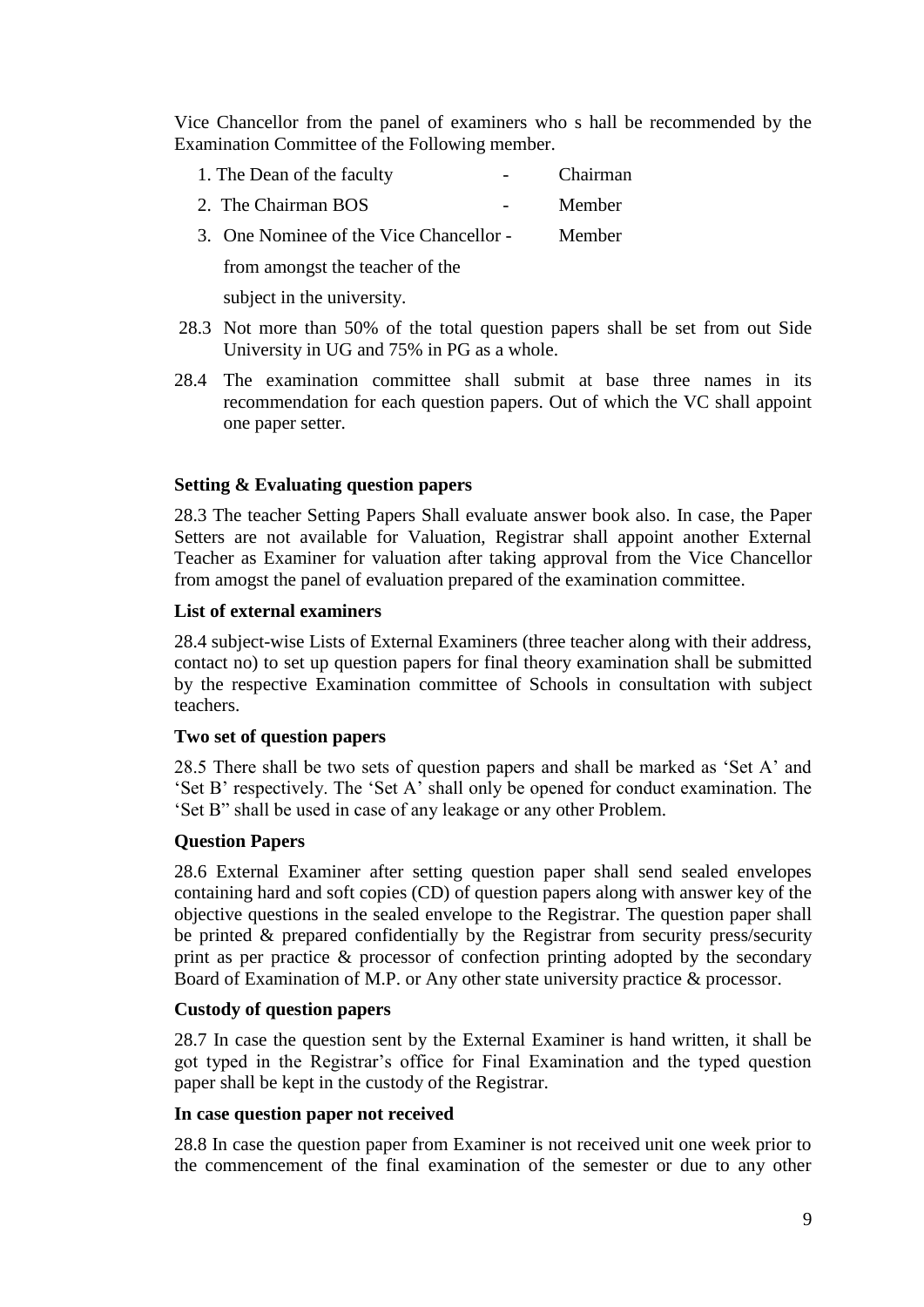Vice Chancellor from the panel of examiners who s hall be recommended by the Examination Committee of the Following member.

1. The Dean of the faculty - Chairman
2. The Chairman BOS - Member
3. One Nominee of the Vice Chancellor - Member from amongst the teacher of the subject in the university.

28.3 Not more than 50% of the total question papers shall be set from out Side University in UG and 75% in PG as a whole.

28.4 The examination committee shall submit at base three names in its recommendation for each question papers. Out of which the VC shall appoint one paper setter.

**Setting & Evaluating question papers**

28.3 The teacher Setting Papers Shall evaluate answer book also. In case, the Paper Setters are not available for Valuation, Registrar shall appoint another External Teacher as Examiner for valuation after taking approval from the Vice Chancellor from amogst the panel of evaluation prepared of the examination committee.

**List of external examiners**

28.4 subject-wise Lists of External Examiners (three teacher along with their address, contact no) to set up question papers for final theory examination shall be submitted by the respective Examination committee of Schools in consultation with subject teachers.

**Two set of question papers**

28.5 There shall be two sets of question papers and shall be marked as 'Set A' and 'Set B' respectively. The 'Set A' shall only be opened for conduct examination. The 'Set B" shall be used in case of any leakage or any other Problem.

**Question Papers**

28.6 External Examiner after setting question paper shall send sealed envelopes containing hard and soft copies (CD) of question papers along with answer key of the objective questions in the sealed envelope to the Registrar. The question paper shall be printed & prepared confidentially by the Registrar from security press/security print as per practice & processor of confection printing adopted by the secondary Board of Examination of M.P. or Any other state university practice & processor.

**Custody of question papers**

28.7 In case the question sent by the External Examiner is hand written, it shall be got typed in the Registrar's office for Final Examination and the typed question paper shall be kept in the custody of the Registrar.

**In case question paper not received**

28.8 In case the question paper from Examiner is not received unit one week prior to the commencement of the final examination of the semester or due to any other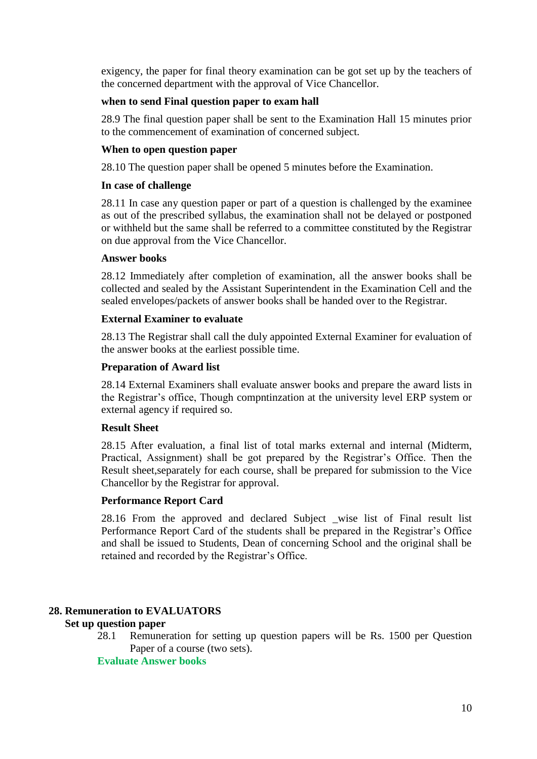exigency, the paper for final theory examination can be got set up by the teachers of the concerned department with the approval of Vice Chancellor.

**when to send Final question paper to exam hall**

28.9 The final question paper shall be sent to the Examination Hall 15 minutes prior to the commencement of examination of concerned subject.

**When to open question paper**

28.10 The question paper shall be opened 5 minutes before the Examination.

**In case of challenge**

28.11 In case any question paper or part of a question is challenged by the examinee as out of the prescribed syllabus, the examination shall not be delayed or postponed or withheld but the same shall be referred to a committee constituted by the Registrar on due approval from the Vice Chancellor.

**Answer books**

28.12 Immediately after completion of examination, all the answer books shall be collected and sealed by the Assistant Superintendent in the Examination Cell and the sealed envelopes/packets of answer books shall be handed over to the Registrar.

**External Examiner to evaluate**

28.13 The Registrar shall call the duly appointed External Examiner for evaluation of the answer books at the earliest possible time.

**Preparation of Award list**

28.14 External Examiners shall evaluate answer books and prepare the award lists in the Registrar's office, Though compntinzation at the university level ERP system or external agency if required so.

**Result Sheet**

28.15 After evaluation, a final list of total marks external and internal (Midterm, Practical, Assignment) shall be got prepared by the Registrar's Office. Then the Result sheet,separately for each course, shall be prepared for submission to the Vice Chancellor by the Registrar for approval.

**Performance Report Card**

28.16 From the approved and declared Subject _wise list of Final result list Performance Report Card of the students shall be prepared in the Registrar's Office and shall be issued to Students, Dean of concerning School and the original shall be retained and recorded by the Registrar's Office.

## 28. Remuneration to EVALUATORS

**Set up question paper**

28.1 Remuneration for setting up question papers will be Rs. 1500 per Question Paper of a course (two sets).

**Evaluate Answer books**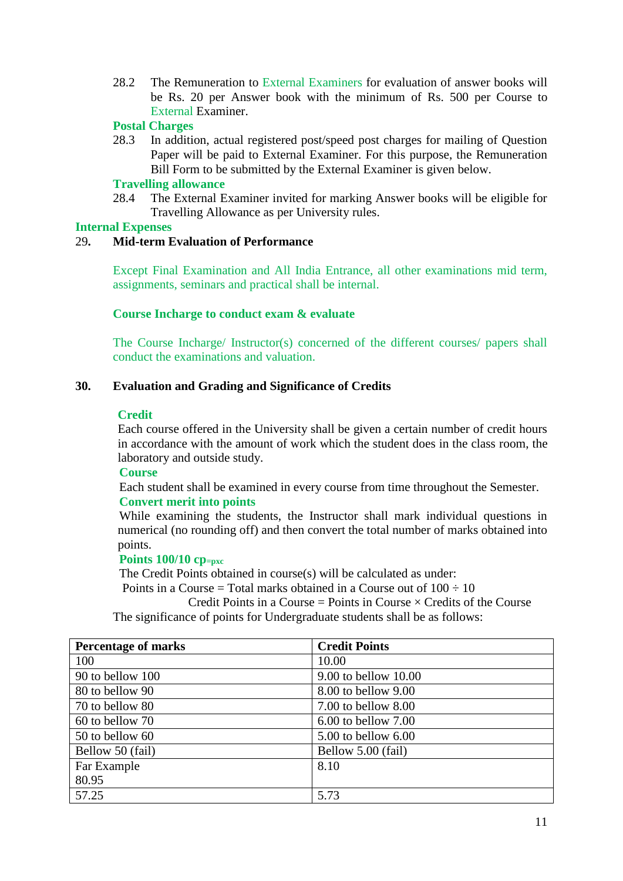28.2 The Remuneration to External Examiners for evaluation of answer books will be Rs. 20 per Answer book with the minimum of Rs. 500 per Course to External Examiner.

**Postal Charges**

28.3 In addition, actual registered post/speed post charges for mailing of Question Paper will be paid to External Examiner. For this purpose, the Remuneration Bill Form to be submitted by the External Examiner is given below.

**Travelling allowance**

28.4 The External Examiner invited for marking Answer books will be eligible for Travelling Allowance as per University rules.

**Internal Expenses**

## 29. Mid-term Evaluation of Performance

Except Final Examination and All India Entrance, all other examinations mid term, assignments, seminars and practical shall be internal.

**Course Incharge to conduct exam & evaluate**

The Course Incharge/ Instructor(s) concerned of the different courses/ papers shall conduct the examinations and valuation.

## 30. Evaluation and Grading and Significance of Credits

**Credit**

Each course offered in the University shall be given a certain number of credit hours in accordance with the amount of work which the student does in the class room, the laboratory and outside study.

**Course**

Each student shall be examined in every course from time throughout the Semester.

**Convert merit into points**

While examining the students, the Instructor shall mark individual questions in numerical (no rounding off) and then convert the total number of marks obtained into points.

**Points 100/10 cp=pxc**

The Credit Points obtained in course(s) will be calculated as under:

Points in a Course = Total marks obtained in a Course out of 100 ÷ 10

Credit Points in a Course = Points in Course × Credits of the Course

The significance of points for Undergraduate students shall be as follows:

| Percentage of marks | Credit Points |
|---|---|
| 100 | 10.00 |
| 90 to bellow 100 | 9.00 to bellow 10.00 |
| 80 to bellow 90 | 8.00 to bellow 9.00 |
| 70 to bellow 80 | 7.00 to bellow 8.00 |
| 60 to bellow 70 | 6.00 to bellow 7.00 |
| 50 to bellow 60 | 5.00 to bellow 6.00 |
| Bellow 50 (fail) | Bellow 5.00 (fail) |
| Far Example 80.95 | 8.10 |
| 57.25 | 5.73 |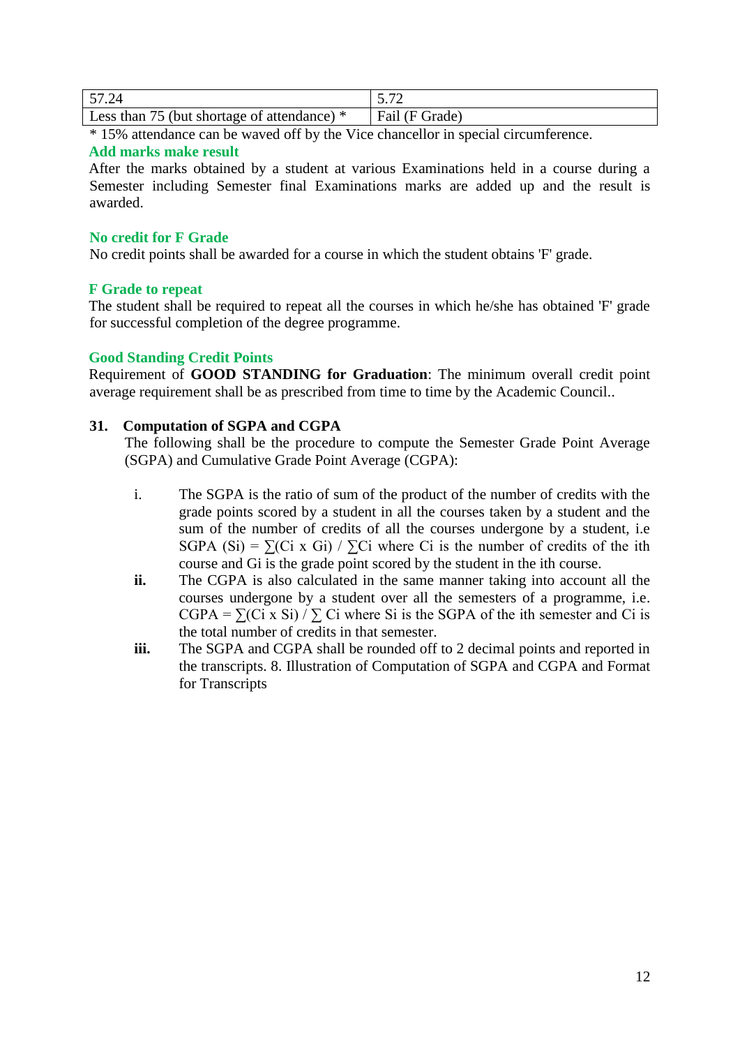| 57.24 | 5.72 |
| --- | --- |
| Less than 75 (but shortage of attendance) * | Fail (F Grade) |

* 15% attendance can be waved off by the Vice chancellor in special circumference.

### Add marks make result

After the marks obtained by a student at various Examinations held in a course during a Semester including Semester final Examinations marks are added up and the result is awarded.

### No credit for F Grade

No credit points shall be awarded for a course in which the student obtains 'F' grade.

### F Grade to repeat

The student shall be required to repeat all the courses in which he/she has obtained 'F' grade for successful completion of the degree programme.

### Good Standing Credit Points

Requirement of **GOOD STANDING for Graduation**: The minimum overall credit point average requirement shall be as prescribed from time to time by the Academic Council..

## 31. Computation of SGPA and CGPA

The following shall be the procedure to compute the Semester Grade Point Average (SGPA) and Cumulative Grade Point Average (CGPA):

i. The SGPA is the ratio of sum of the product of the number of credits with the grade points scored by a student in all the courses taken by a student and the sum of the number of credits of all the courses undergone by a student, i.e SGPA ($S_i$) = $\sum(C_i \times G_i) / \sum C_i$ where $C_i$ is the number of credits of the ith course and $G_i$ is the grade point scored by the student in the ith course.

**ii.** The CGPA is also calculated in the same manner taking into account all the courses undergone by a student over all the semesters of a programme, i.e. CGPA = $\sum(C_i \times S_i) / \sum C_i$ where $S_i$ is the SGPA of the ith semester and $C_i$ is the total number of credits in that semester.

**iii.** The SGPA and CGPA shall be rounded off to 2 decimal points and reported in the transcripts. 8. Illustration of Computation of SGPA and CGPA and Format for Transcripts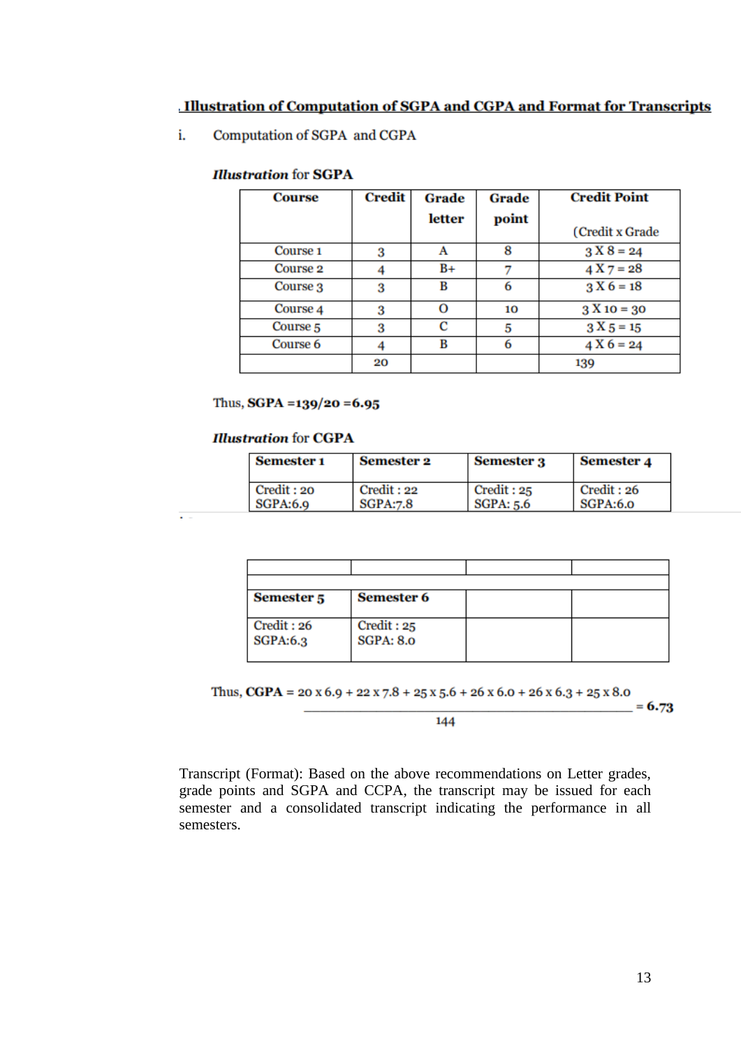## Illustration of Computation of SGPA and CGPA and Format for Transcripts

i. Computation of SGPA and CGPA

***Illustration*** **for SGPA**

| Course | Credit | Grade letter | Grade point | Credit Point (Credit x Grade |
|---|---|---|---|---|
| Course 1 | 3 | A | 8 | 3 X 8 = 24 |
| Course 2 | 4 | B+ | 7 | 4 X 7 = 28 |
| Course 3 | 3 | B | 6 | 3 X 6 = 18 |
| Course 4 | 3 | O | 10 | 3 X 10 = 30 |
| Course 5 | 3 | C | 5 | 3 X 5 = 15 |
| Course 6 | 4 | B | 6 | 4 X 6 = 24 |
| | 20 | | | 139 |

Thus, **SGPA =139/20 =6.95**

***Illustration*** **for CGPA**

| Semester 1 | Semester 2 | Semester 3 | Semester 4 |
|---|---|---|---|
| Credit : 20<br>SGPA:6.9 | Credit : 22<br>SGPA:7.8 | Credit : 25<br>SGPA: 5.6 | Credit : 26<br>SGPA:6.0 |
| **Semester 5** | **Semester 6** | | |
| Credit : 26<br>SGPA:6.3 | Credit : 25<br>SGPA: 8.0 | | |

Thus, **CGPA** $= \dfrac{20 \times 6.9 + 22 \times 7.8 + 25 \times 5.6 + 26 \times 6.0 + 26 \times 6.3 + 25 \times 8.0}{144} = \mathbf{6.73}$

Transcript (Format): Based on the above recommendations on Letter grades, grade points and SGPA and CCPA, the transcript may be issued for each semester and a consolidated transcript indicating the performance in all semesters.